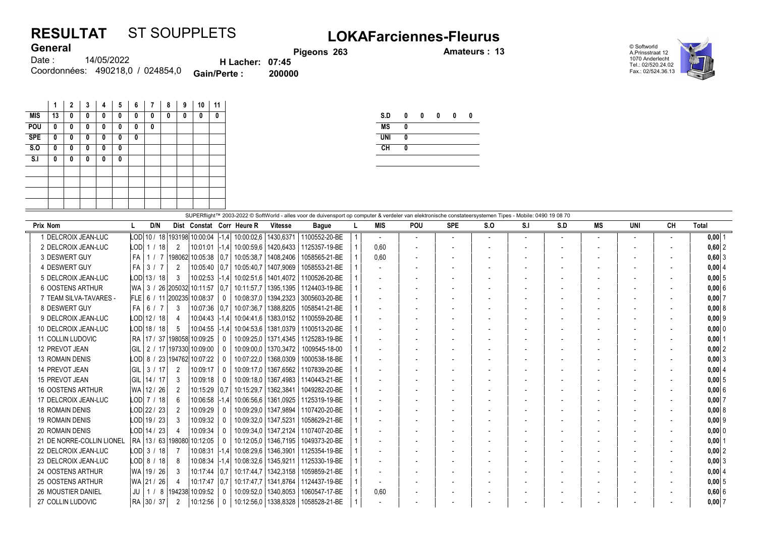# RESULTAT ST SOUPPLETS

## LOKAFarciennes-Fleurus

**General**

Date : 14/05/2022

Coordonnées: 490218,0 / 024854,0

**Pigeons 263**

**H Lacher: 07:45**

**Gain/Perte : 200000**

**Amateurs : 13**

© Softworld
A.Prinsstraat 12
1070 Anderlecht
Tel.: 02/520.24.02
Fax.: 02/524.36.13

| | 1 | 2 | 3 | 4 | 5 | 6 | 7 | 8 | 9 | 10 | 11 |
|---|---|---|---|---|---|---|---|---|---|---|---|
| MIS | 13 | 0 | 0 | 0 | 0 | 0 | 0 | 0 | 0 | 0 | 0 |
| POU | 0 | 0 | 0 | 0 | 0 | 0 | 0 | | | | |
| SPE | 0 | 0 | 0 | 0 | 0 | 0 | | | | | |
| S.O | 0 | 0 | 0 | 0 | 0 | | | | | | |
| S.I | 0 | 0 | 0 | 0 | 0 | | | | | | |

| S.D | 0 | 0 | 0 | 0 | 0 |
|---|---|---|---|---|---|
| MS | 0 | | | | |
| UNI | 0 | | | | |
| CH | 0 | | | | |

SUPERflight™ 2003-2022 © SoftWorld - alles voor de duivensport op computer & verdeler van elektronische constateersystemen Tipes - Mobile: 0490 19 08 70

| Prix | Nom | L | D/N | Dist | Constat | Corr | Heure R | Vitesse | Bague | L | MIS | POU | SPE | S.O | S.I | S.D | MS | UNI | CH | Total |
|---|---|---|---|---|---|---|---|---|---|---|---|---|---|---|---|---|---|---|---|---|
| 1 | DELCROIX JEAN-LUC | LOD | 10 / 18 | 193198 | 10:00:04 | -1,4 | 10:00:02,6 | 1430,6371 | 1100552-20-BE | 1 | - | - | - | - | - | - | - | - | - | 0,00 1 |
| 2 | DELCROIX JEAN-LUC | LOD | 1 / 18 | 2 | 10:01:01 | -1,4 | 10:00:59,6 | 1420,6433 | 1125357-19-BE | 1 | 0,60 | - | - | - | - | - | - | - | - | 0,60 2 |
| 3 | DESWERT GUY | FA | 1 / 7 | 198062 | 10:05:38 | 0,7 | 10:05:38,7 | 1408,2406 | 1058565-21-BE | 1 | 0,60 | - | - | - | - | - | - | - | - | 0,60 3 |
| 4 | DESWERT GUY | FA | 3 / 7 | 2 | 10:05:40 | 0,7 | 10:05:40,7 | 1407,9069 | 1058553-21-BE | 1 | - | - | - | - | - | - | - | - | - | 0,00 4 |
| 5 | DELCROIX JEAN-LUC | LOD | 13 / 18 | 3 | 10:02:53 | -1,4 | 10:02:51,6 | 1401,4072 | 1100526-20-BE | 1 | - | - | - | - | - | - | - | - | - | 0,00 5 |
| 6 | OOSTENS ARTHUR | WA | 3 / 26 | 205032 | 10:11:57 | 0,7 | 10:11:57,7 | 1395,1395 | 1124403-19-BE | 1 | - | - | - | - | - | - | - | - | - | 0,00 6 |
| 7 | TEAM SILVA-TAVARES - | FLE | 6 / 11 | 200235 | 10:08:37 | 0 | 10:08:37,0 | 1394,2323 | 3005603-20-BE | 1 | - | - | - | - | - | - | - | - | - | 0,00 7 |
| 8 | DESWERT GUY | FA | 6 / 7 | 3 | 10:07:36 | 0,7 | 10:07:36,7 | 1388,8205 | 1058541-21-BE | 1 | - | - | - | - | - | - | - | - | - | 0,00 8 |
| 9 | DELCROIX JEAN-LUC | LOD | 12 / 18 | 4 | 10:04:43 | -1,4 | 10:04:41,6 | 1383,0152 | 1100559-20-BE | 1 | - | - | - | - | - | - | - | - | - | 0,00 9 |
| 10 | DELCROIX JEAN-LUC | LOD | 18 / 18 | 5 | 10:04:55 | -1,4 | 10:04:53,6 | 1381,0379 | 1100513-20-BE | 1 | - | - | - | - | - | - | - | - | - | 0,00 0 |
| 11 | COLLIN LUDOVIC | RA | 17 / 37 | 198058 | 10:09:25 | 0 | 10:09:25,0 | 1371,4345 | 1125283-19-BE | 1 | - | - | - | - | - | - | - | - | - | 0,00 1 |
| 12 | PREVOT JEAN | GIL | 2 / 17 | 197330 | 10:09:00 | 0 | 10:09:00,0 | 1370,3472 | 1009545-18-00 | 1 | - | - | - | - | - | - | - | - | - | 0,00 2 |
| 13 | ROMAIN DENIS | LOD | 8 / 23 | 194762 | 10:07:22 | 0 | 10:07:22,0 | 1368,0309 | 1000538-18-BE | 1 | - | - | - | - | - | - | - | - | - | 0,00 3 |
| 14 | PREVOT JEAN | GIL | 3 / 17 | 2 | 10:09:17 | 0 | 10:09:17,0 | 1367,6562 | 1107839-20-BE | 1 | - | - | - | - | - | - | - | - | - | 0,00 4 |
| 15 | PREVOT JEAN | GIL | 14 / 17 | 3 | 10:09:18 | 0 | 10:09:18,0 | 1367,4983 | 1140443-21-BE | 1 | - | - | - | - | - | - | - | - | - | 0,00 5 |
| 16 | OOSTENS ARTHUR | WA | 12 / 26 | 2 | 10:15:29 | 0,7 | 10:15:29,7 | 1362,3841 | 1049282-20-BE | 1 | - | - | - | - | - | - | - | - | - | 0,00 6 |
| 17 | DELCROIX JEAN-LUC | LOD | 7 / 18 | 6 | 10:06:58 | -1,4 | 10:06:56,6 | 1361,0925 | 1125319-19-BE | 1 | - | - | - | - | - | - | - | - | - | 0,00 7 |
| 18 | ROMAIN DENIS | LOD | 22 / 23 | 2 | 10:09:29 | 0 | 10:09:29,0 | 1347,9894 | 1107420-20-BE | 1 | - | - | - | - | - | - | - | - | - | 0,00 8 |
| 19 | ROMAIN DENIS | LOD | 19 / 23 | 3 | 10:09:32 | 0 | 10:09:32,0 | 1347,5231 | 1058629-21-BE | 1 | - | - | - | - | - | - | - | - | - | 0,00 9 |
| 20 | ROMAIN DENIS | LOD | 14 / 23 | 4 | 10:09:34 | 0 | 10:09:34,0 | 1347,2124 | 1107407-20-BE | 1 | - | - | - | - | - | - | - | - | - | 0,00 0 |
| 21 | DE NORRE-COLLIN LIONEL | RA | 13 / 63 | 198080 | 10:12:05 | 0 | 10:12:05,0 | 1346,7195 | 1049373-20-BE | 1 | - | - | - | - | - | - | - | - | - | 0,00 1 |
| 22 | DELCROIX JEAN-LUC | LOD | 3 / 18 | 7 | 10:08:31 | -1,4 | 10:08:29,6 | 1346,3901 | 1125354-19-BE | 1 | - | - | - | - | - | - | - | - | - | 0,00 2 |
| 23 | DELCROIX JEAN-LUC | LOD | 8 / 18 | 8 | 10:08:34 | -1,4 | 10:08:32,6 | 1345,9211 | 1125330-19-BE | 1 | - | - | - | - | - | - | - | - | - | 0,00 3 |
| 24 | OOSTENS ARTHUR | WA | 19 / 26 | 3 | 10:17:44 | 0,7 | 10:17:44,7 | 1342,3158 | 1059859-21-BE | 1 | - | - | - | - | - | - | - | - | - | 0,00 4 |
| 25 | OOSTENS ARTHUR | WA | 21 / 26 | 4 | 10:17:47 | 0,7 | 10:17:47,7 | 1341,8764 | 1124437-19-BE | 1 | - | - | - | - | - | - | - | - | - | 0,00 5 |
| 26 | MOUSTIER DANIEL | JU | 1 / 8 | 194238 | 10:09:52 | 0 | 10:09:52,0 | 1340,8053 | 1060547-17-BE | 1 | 0,60 | - | - | - | - | - | - | - | - | 0,60 6 |
| 27 | COLLIN LUDOVIC | RA | 30 / 37 | 2 | 10:12:56 | 0 | 10:12:56,0 | 1338,8328 | 1058528-21-BE | 1 | - | - | - | - | - | - | - | - | - | 0,00 7 |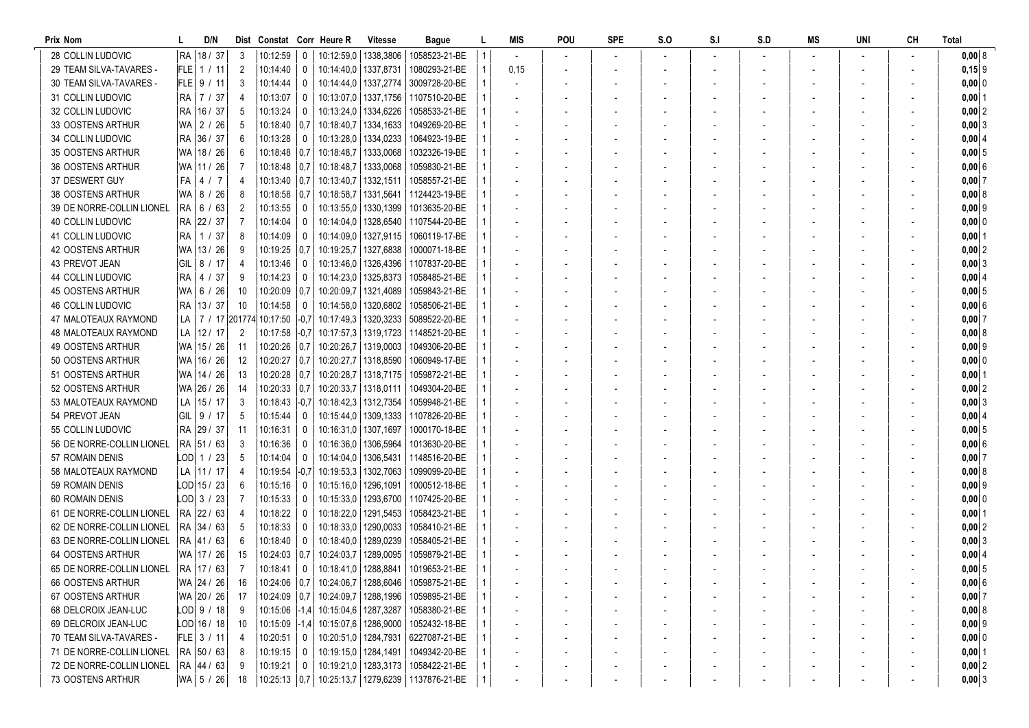| Prix | Nom | L | D/N | Dist | Constat | Corr | Heure R | Vitesse | Bague | L | MIS | POU | SPE | S.O | S.I | S.D | MS | UNI | CH | Total |
|---|---|---|---|---|---|---|---|---|---|---|---|---|---|---|---|---|---|---|---|---|
| 28 | COLLIN LUDOVIC | RA | 18 / 37 | 3 | 10:12:59 | 0 | 10:12:59,0 | 1338,3806 | 1058523-21-BE | 1 | - | - | - | - | - | - | - | - | - | 0,00 8 |
| 29 | TEAM SILVA-TAVARES - | FLE | 1 / 11 | 2 | 10:14:40 | 0 | 10:14:40,0 | 1337,8731 | 1080293-21-BE | 1 | 0,15 | - | - | - | - | - | - | - | - | 0,15 9 |
| 30 | TEAM SILVA-TAVARES - | FLE | 9 / 11 | 3 | 10:14:44 | 0 | 10:14:44,0 | 1337,2774 | 3009728-20-BE | 1 | - | - | - | - | - | - | - | - | - | 0,00 0 |
| 31 | COLLIN LUDOVIC | RA | 7 / 37 | 4 | 10:13:07 | 0 | 10:13:07,0 | 1337,1756 | 1107510-20-BE | 1 | - | - | - | - | - | - | - | - | - | 0,00 1 |
| 32 | COLLIN LUDOVIC | RA | 16 / 37 | 5 | 10:13:24 | 0 | 10:13:24,0 | 1334,6226 | 1058533-21-BE | 1 | - | - | - | - | - | - | - | - | - | 0,00 2 |
| 33 | OOSTENS ARTHUR | WA | 2 / 26 | 5 | 10:18:40 | 0,7 | 10:18:40,7 | 1334,1633 | 1049269-20-BE | 1 | - | - | - | - | - | - | - | - | - | 0,00 3 |
| 34 | COLLIN LUDOVIC | RA | 36 / 37 | 6 | 10:13:28 | 0 | 10:13:28,0 | 1334,0233 | 1064923-19-BE | 1 | - | - | - | - | - | - | - | - | - | 0,00 4 |
| 35 | OOSTENS ARTHUR | WA | 18 / 26 | 6 | 10:18:48 | 0,7 | 10:18:48,7 | 1333,0068 | 1032326-19-BE | 1 | - | - | - | - | - | - | - | - | - | 0,00 5 |
| 36 | OOSTENS ARTHUR | WA | 11 / 26 | 7 | 10:18:48 | 0,7 | 10:18:48,7 | 1333,0068 | 1059830-21-BE | 1 | - | - | - | - | - | - | - | - | - | 0,00 6 |
| 37 | DESWERT GUY | FA | 4 / 7 | 4 | 10:13:40 | 0,7 | 10:13:40,7 | 1332,1511 | 1058557-21-BE | 1 | - | - | - | - | - | - | - | - | - | 0,00 7 |
| 38 | OOSTENS ARTHUR | WA | 8 / 26 | 8 | 10:18:58 | 0,7 | 10:18:58,7 | 1331,5641 | 1124423-19-BE | 1 | - | - | - | - | - | - | - | - | - | 0,00 8 |
| 39 | DE NORRE-COLLIN LIONEL | RA | 6 / 63 | 2 | 10:13:55 | 0 | 10:13:55,0 | 1330,1399 | 1013635-20-BE | 1 | - | - | - | - | - | - | - | - | - | 0,00 9 |
| 40 | COLLIN LUDOVIC | RA | 22 / 37 | 7 | 10:14:04 | 0 | 10:14:04,0 | 1328,6540 | 1107544-20-BE | 1 | - | - | - | - | - | - | - | - | - | 0,00 0 |
| 41 | COLLIN LUDOVIC | RA | 1 / 37 | 8 | 10:14:09 | 0 | 10:14:09,0 | 1327,9115 | 1060119-17-BE | 1 | - | - | - | - | - | - | - | - | - | 0,00 1 |
| 42 | OOSTENS ARTHUR | WA | 13 / 26 | 9 | 10:19:25 | 0,7 | 10:19:25,7 | 1327,6838 | 1000071-18-BE | 1 | - | - | - | - | - | - | - | - | - | 0,00 2 |
| 43 | PREVOT JEAN | GIL | 8 / 17 | 4 | 10:13:46 | 0 | 10:13:46,0 | 1326,4396 | 1107837-20-BE | 1 | - | - | - | - | - | - | - | - | - | 0,00 3 |
| 44 | COLLIN LUDOVIC | RA | 4 / 37 | 9 | 10:14:23 | 0 | 10:14:23,0 | 1325,8373 | 1058485-21-BE | 1 | - | - | - | - | - | - | - | - | - | 0,00 4 |
| 45 | OOSTENS ARTHUR | WA | 6 / 26 | 10 | 10:20:09 | 0,7 | 10:20:09,7 | 1321,4089 | 1059843-21-BE | 1 | - | - | - | - | - | - | - | - | - | 0,00 5 |
| 46 | COLLIN LUDOVIC | RA | 13 / 37 | 10 | 10:14:58 | 0 | 10:14:58,0 | 1320,6802 | 1058506-21-BE | 1 | - | - | - | - | - | - | - | - | - | 0,00 6 |
| 47 | MALOTEAUX RAYMOND | LA | 7 / 17 | 201774 | 10:17:50 | -0,7 | 10:17:49,3 | 1320,3233 | 5089522-20-BE | 1 | - | - | - | - | - | - | - | - | - | 0,00 7 |
| 48 | MALOTEAUX RAYMOND | LA | 12 / 17 | 2 | 10:17:58 | -0,7 | 10:17:57,3 | 1319,1723 | 1148521-20-BE | 1 | - | - | - | - | - | - | - | - | - | 0,00 8 |
| 49 | OOSTENS ARTHUR | WA | 15 / 26 | 11 | 10:20:26 | 0,7 | 10:20:26,7 | 1319,0003 | 1049306-20-BE | 1 | - | - | - | - | - | - | - | - | - | 0,00 9 |
| 50 | OOSTENS ARTHUR | WA | 16 / 26 | 12 | 10:20:27 | 0,7 | 10:20:27,7 | 1318,8590 | 1060949-17-BE | 1 | - | - | - | - | - | - | - | - | - | 0,00 0 |
| 51 | OOSTENS ARTHUR | WA | 14 / 26 | 13 | 10:20:28 | 0,7 | 10:20:28,7 | 1318,7175 | 1059872-21-BE | 1 | - | - | - | - | - | - | - | - | - | 0,00 1 |
| 52 | OOSTENS ARTHUR | WA | 26 / 26 | 14 | 10:20:33 | 0,7 | 10:20:33,7 | 1318,0111 | 1049304-20-BE | 1 | - | - | - | - | - | - | - | - | - | 0,00 2 |
| 53 | MALOTEAUX RAYMOND | LA | 15 / 17 | 3 | 10:18:43 | -0,7 | 10:18:42,3 | 1312,7354 | 1059948-21-BE | 1 | - | - | - | - | - | - | - | - | - | 0,00 3 |
| 54 | PREVOT JEAN | GIL | 9 / 17 | 5 | 10:15:44 | 0 | 10:15:44,0 | 1309,1333 | 1107826-20-BE | 1 | - | - | - | - | - | - | - | - | - | 0,00 4 |
| 55 | COLLIN LUDOVIC | RA | 29 / 37 | 11 | 10:16:31 | 0 | 10:16:31,0 | 1307,1697 | 1000170-18-BE | 1 | - | - | - | - | - | - | - | - | - | 0,00 5 |
| 56 | DE NORRE-COLLIN LIONEL | RA | 51 / 63 | 3 | 10:16:36 | 0 | 10:16:36,0 | 1306,5964 | 1013630-20-BE | 1 | - | - | - | - | - | - | - | - | - | 0,00 6 |
| 57 | ROMAIN DENIS | LOD | 1 / 23 | 5 | 10:14:04 | 0 | 10:14:04,0 | 1306,5431 | 1148516-20-BE | 1 | - | - | - | - | - | - | - | - | - | 0,00 7 |
| 58 | MALOTEAUX RAYMOND | LA | 11 / 17 | 4 | 10:19:54 | -0,7 | 10:19:53,3 | 1302,7063 | 1099099-20-BE | 1 | - | - | - | - | - | - | - | - | - | 0,00 8 |
| 59 | ROMAIN DENIS | LOD | 15 / 23 | 6 | 10:15:16 | 0 | 10:15:16,0 | 1296,1091 | 1000512-18-BE | 1 | - | - | - | - | - | - | - | - | - | 0,00 9 |
| 60 | ROMAIN DENIS | LOD | 3 / 23 | 7 | 10:15:33 | 0 | 10:15:33,0 | 1293,6700 | 1107425-20-BE | 1 | - | - | - | - | - | - | - | - | - | 0,00 0 |
| 61 | DE NORRE-COLLIN LIONEL | RA | 22 / 63 | 4 | 10:18:22 | 0 | 10:18:22,0 | 1291,5453 | 1058423-21-BE | 1 | - | - | - | - | - | - | - | - | - | 0,00 1 |
| 62 | DE NORRE-COLLIN LIONEL | RA | 34 / 63 | 5 | 10:18:33 | 0 | 10:18:33,0 | 1290,0033 | 1058410-21-BE | 1 | - | - | - | - | - | - | - | - | - | 0,00 2 |
| 63 | DE NORRE-COLLIN LIONEL | RA | 41 / 63 | 6 | 10:18:40 | 0 | 10:18:40,0 | 1289,0239 | 1058405-21-BE | 1 | - | - | - | - | - | - | - | - | - | 0,00 3 |
| 64 | OOSTENS ARTHUR | WA | 17 / 26 | 15 | 10:24:03 | 0,7 | 10:24:03,7 | 1289,0095 | 1059879-21-BE | 1 | - | - | - | - | - | - | - | - | - | 0,00 4 |
| 65 | DE NORRE-COLLIN LIONEL | RA | 17 / 63 | 7 | 10:18:41 | 0 | 10:18:41,0 | 1288,8841 | 1019653-21-BE | 1 | - | - | - | - | - | - | - | - | - | 0,00 5 |
| 66 | OOSTENS ARTHUR | WA | 24 / 26 | 16 | 10:24:06 | 0,7 | 10:24:06,7 | 1288,6046 | 1059875-21-BE | 1 | - | - | - | - | - | - | - | - | - | 0,00 6 |
| 67 | OOSTENS ARTHUR | WA | 20 / 26 | 17 | 10:24:09 | 0,7 | 10:24:09,7 | 1288,1996 | 1059895-21-BE | 1 | - | - | - | - | - | - | - | - | - | 0,00 7 |
| 68 | DELCROIX JEAN-LUC | LOD | 9 / 18 | 9 | 10:15:06 | -1,4 | 10:15:04,6 | 1287,3287 | 1058380-21-BE | 1 | - | - | - | - | - | - | - | - | - | 0,00 8 |
| 69 | DELCROIX JEAN-LUC | LOD | 16 / 18 | 10 | 10:15:09 | -1,4 | 10:15:07,6 | 1286,9000 | 1052432-18-BE | 1 | - | - | - | - | - | - | - | - | - | 0,00 9 |
| 70 | TEAM SILVA-TAVARES - | FLE | 3 / 11 | 4 | 10:20:51 | 0 | 10:20:51,0 | 1284,7931 | 6227087-21-BE | 1 | - | - | - | - | - | - | - | - | - | 0,00 0 |
| 71 | DE NORRE-COLLIN LIONEL | RA | 50 / 63 | 8 | 10:19:15 | 0 | 10:19:15,0 | 1284,1491 | 1049342-20-BE | 1 | - | - | - | - | - | - | - | - | - | 0,00 1 |
| 72 | DE NORRE-COLLIN LIONEL | RA | 44 / 63 | 9 | 10:19:21 | 0 | 10:19:21,0 | 1283,3173 | 1058422-21-BE | 1 | - | - | - | - | - | - | - | - | - | 0,00 2 |
| 73 | OOSTENS ARTHUR | WA | 5 / 26 | 18 | 10:25:13 | 0,7 | 10:25:13,7 | 1279,6239 | 1137876-21-BE | 1 | - | - | - | - | - | - | - | - | - | 0,00 3 |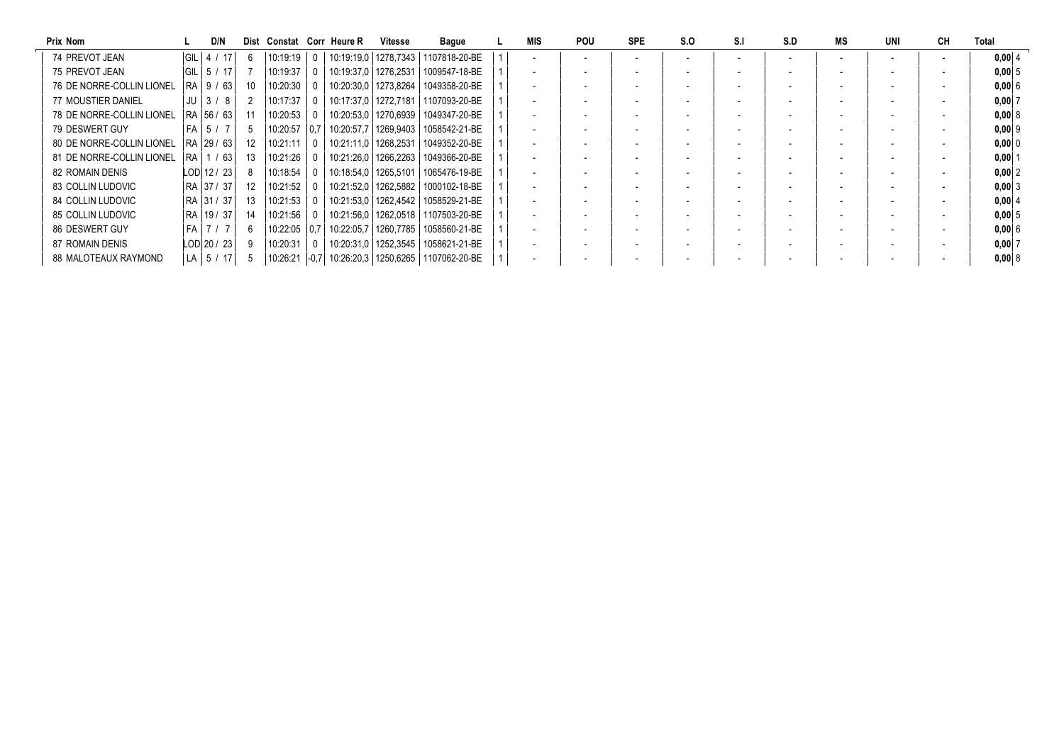| Prix | Nom | L | D/N | Dist | Constat | Corr | Heure R | Vitesse | Bague | L | MIS | POU | SPE | S.O | S.I | S.D | MS | UNI | CH | Total |
|---|---|---|---|---|---|---|---|---|---|---|---|---|---|---|---|---|---|---|---|---|
| 74 | PREVOT JEAN | GIL | 4 / 17 | 6 | 10:19:19 | 0 | 10:19:19,0 | 1278,7343 | 1107818-20-BE | 1 | - | - | - | - | - | - | - | - | - | **0,00** 4 |
| 75 | PREVOT JEAN | GIL | 5 / 17 | 7 | 10:19:37 | 0 | 10:19:37,0 | 1276,2531 | 1009547-18-BE | 1 | - | - | - | - | - | - | - | - | - | **0,00** 5 |
| 76 | DE NORRE-COLLIN LIONEL | RA | 9 / 63 | 10 | 10:20:30 | 0 | 10:20:30,0 | 1273,8264 | 1049358-20-BE | 1 | - | - | - | - | - | - | - | - | - | **0,00** 6 |
| 77 | MOUSTIER DANIEL | JU | 3 / 8 | 2 | 10:17:37 | 0 | 10:17:37,0 | 1272,7181 | 1107093-20-BE | 1 | - | - | - | - | - | - | - | - | - | **0,00** 7 |
| 78 | DE NORRE-COLLIN LIONEL | RA | 56 / 63 | 11 | 10:20:53 | 0 | 10:20:53,0 | 1270,6939 | 1049347-20-BE | 1 | - | - | - | - | - | - | - | - | - | **0,00** 8 |
| 79 | DESWERT GUY | FA | 5 / 7 | 5 | 10:20:57 | 0,7 | 10:20:57,7 | 1269,9403 | 1058542-21-BE | 1 | - | - | - | - | - | - | - | - | - | **0,00** 9 |
| 80 | DE NORRE-COLLIN LIONEL | RA | 29 / 63 | 12 | 10:21:11 | 0 | 10:21:11,0 | 1268,2531 | 1049352-20-BE | 1 | - | - | - | - | - | - | - | - | - | **0,00** 0 |
| 81 | DE NORRE-COLLIN LIONEL | RA | 1 / 63 | 13 | 10:21:26 | 0 | 10:21:26,0 | 1266,2263 | 1049366-20-BE | 1 | - | - | - | - | - | - | - | - | - | **0,00** 1 |
| 82 | ROMAIN DENIS | LOD | 12 / 23 | 8 | 10:18:54 | 0 | 10:18:54,0 | 1265,5101 | 1065476-19-BE | 1 | - | - | - | - | - | - | - | - | - | **0,00** 2 |
| 83 | COLLIN LUDOVIC | RA | 37 / 37 | 12 | 10:21:52 | 0 | 10:21:52,0 | 1262,5882 | 1000102-18-BE | 1 | - | - | - | - | - | - | - | - | - | **0,00** 3 |
| 84 | COLLIN LUDOVIC | RA | 31 / 37 | 13 | 10:21:53 | 0 | 10:21:53,0 | 1262,4542 | 1058529-21-BE | 1 | - | - | - | - | - | - | - | - | - | **0,00** 4 |
| 85 | COLLIN LUDOVIC | RA | 19 / 37 | 14 | 10:21:56 | 0 | 10:21:56,0 | 1262,0518 | 1107503-20-BE | 1 | - | - | - | - | - | - | - | - | - | **0,00** 5 |
| 86 | DESWERT GUY | FA | 7 / 7 | 6 | 10:22:05 | 0,7 | 10:22:05,7 | 1260,7785 | 1058560-21-BE | 1 | - | - | - | - | - | - | - | - | - | **0,00** 6 |
| 87 | ROMAIN DENIS | LOD | 20 / 23 | 9 | 10:20:31 | 0 | 10:20:31,0 | 1252,3545 | 1058621-21-BE | 1 | - | - | - | - | - | - | - | - | - | **0,00** 7 |
| 88 | MALOTEAUX RAYMOND | LA | 5 / 17 | 5 | 10:26:21 | -0,7 | 10:26:20,3 | 1250,6265 | 1107062-20-BE | 1 | - | - | - | - | - | - | - | - | - | **0,00** 8 |